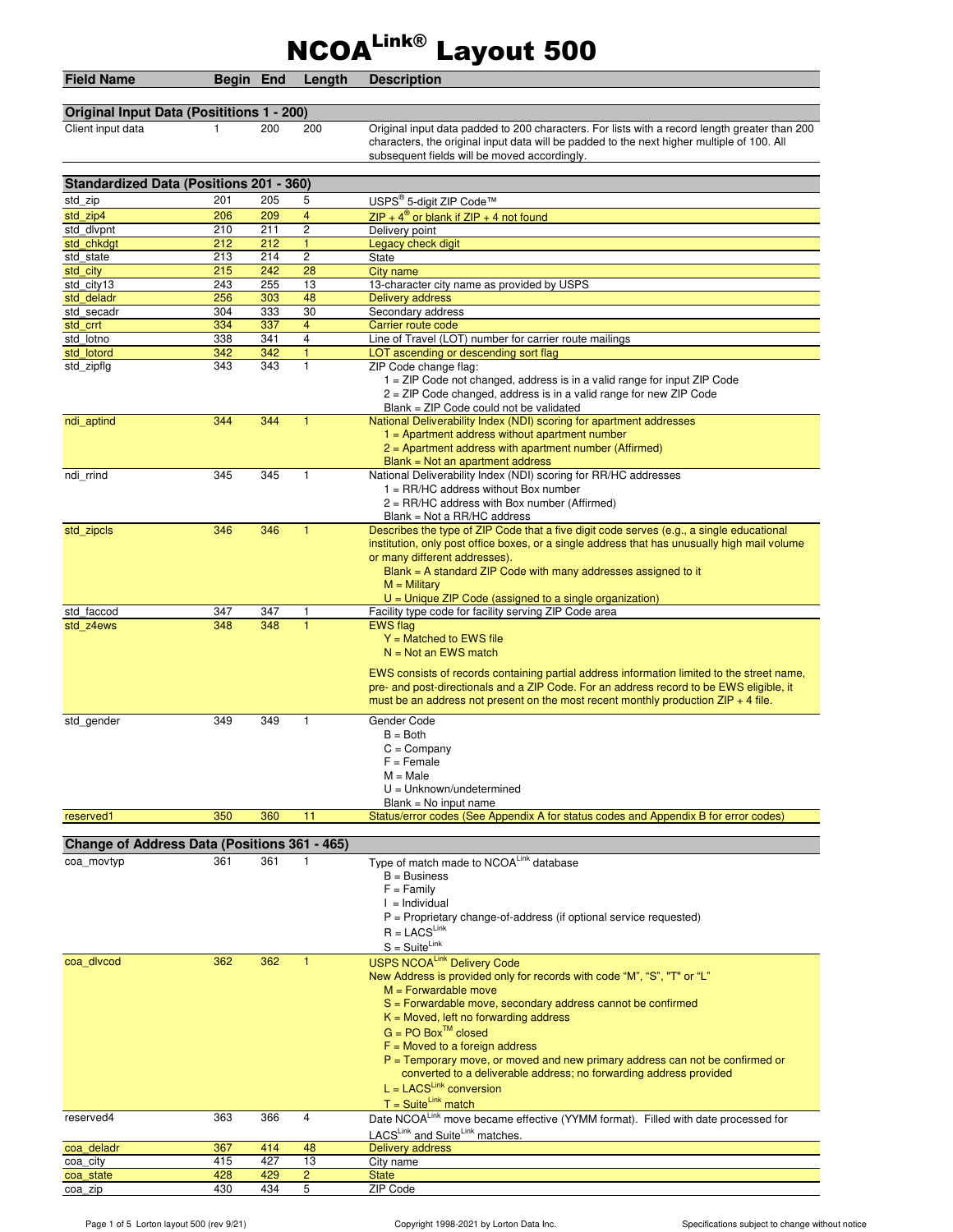# NCOA[Link®] Layout 500

| Field Name | Begin | End | Length | Description |
|---|---|---|---|---|
| **Original Input Data (Posititions 1 - 200)** | | | | |
| Client input data | 1 | 200 | 200 | Original input data padded to 200 characters. For lists with a record length greater than 200 characters, the original input data will be padded to the next higher multiple of 100. All subsequent fields will be moved accordingly. |
| **Standardized Data (Positions 201 - 360)** | | | | |
| std_zip | 201 | 205 | 5 | USPS® 5-digit ZIP Code™ |
| std_zip4 | 206 | 209 | 4 | ZIP + 4® or blank if ZIP + 4 not found |
| std_dlvpnt | 210 | 211 | 2 | Delivery point |
| std_chkdgt | 212 | 212 | 1 | Legacy check digit |
| std_state | 213 | 214 | 2 | State |
| std_city | 215 | 242 | 28 | City name |
| std_city13 | 243 | 255 | 13 | 13-character city name as provided by USPS |
| std_deladr | 256 | 303 | 48 | Delivery address |
| std_secadr | 304 | 333 | 30 | Secondary address |
| std_crrt | 334 | 337 | 4 | Carrier route code |
| std_lotno | 338 | 341 | 4 | Line of Travel (LOT) number for carrier route mailings |
| std_lotord | 342 | 342 | 1 | LOT ascending or descending sort flag |
| std_zipflg | 343 | 343 | 1 | ZIP Code change flag:<br>1 = ZIP Code not changed, address is in a valid range for input ZIP Code<br>2 = ZIP Code changed, address is in a valid range for new ZIP Code<br>Blank = ZIP Code could not be validated |
| ndi_aptind | 344 | 344 | 1 | National Deliverability Index (NDI) scoring for apartment addresses<br>1 = Apartment address without apartment number<br>2 = Apartment address with apartment number (Affirmed)<br>Blank = Not an apartment address |
| ndi_rrind | 345 | 345 | 1 | National Deliverability Index (NDI) scoring for RR/HC addresses<br>1 = RR/HC address without Box number<br>2 = RR/HC address with Box number (Affirmed)<br>Blank = Not a RR/HC address |
| std_zipcls | 346 | 346 | 1 | Describes the type of ZIP Code that a five digit code serves (e.g., a single educational institution, only post office boxes, or a single address that has unusually high mail volume or many different addresses).<br>Blank = A standard ZIP Code with many addresses assigned to it<br>M = Military<br>U = Unique ZIP Code (assigned to a single organization) |
| std_faccod | 347 | 347 | 1 | Facility type code for facility serving ZIP Code area |
| std_z4ews | 348 | 348 | 1 | EWS flag<br>Y = Matched to EWS file<br>N = Not an EWS match<br><br>EWS consists of records containing partial address information limited to the street name, pre- and post-directionals and a ZIP Code. For an address record to be EWS eligible, it must be an address not present on the most recent monthly production ZIP + 4 file. |
| std_gender | 349 | 349 | 1 | Gender Code<br>B = Both<br>C = Company<br>F = Female<br>M = Male<br>U = Unknown/undetermined<br>Blank = No input name |
| reserved1 | 350 | 360 | 11 | Status/error codes (See Appendix A for status codes and Appendix B for error codes) |
| **Change of Address Data (Positions 361 - 465)** | | | | |
| coa_movtyp | 361 | 361 | 1 | Type of match made to NCOA[Link] database<br>B = Business<br>F = Family<br>I = Individual<br>P = Proprietary change-of-address (if optional service requested)<br>R = LACS[Link]<br>S = Suite[Link] |
| coa_dlvcod | 362 | 362 | 1 | USPS NCOA[Link] Delivery Code<br>New Address is provided only for records with code "M", "S", "T" or "L"<br>M = Forwardable move<br>S = Forwardable move, secondary address cannot be confirmed<br>K = Moved, left no forwarding address<br>G = PO Box™ closed<br>F = Moved to a foreign address<br>P = Temporary move, or moved and new primary address can not be confirmed or converted to a deliverable address; no forwarding address provided<br>L = LACS[Link] conversion<br>T = Suite[Link] match |
| reserved4 | 363 | 366 | 4 | Date NCOA[Link] move became effective (YYMM format). Filled with date processed for LACS[Link] and Suite[Link] matches. |
| coa_deladr | 367 | 414 | 48 | Delivery address |
| coa_city | 415 | 427 | 13 | City name |
| coa_state | 428 | 429 | 2 | State |
| coa_zip | 430 | 434 | 5 | ZIP Code |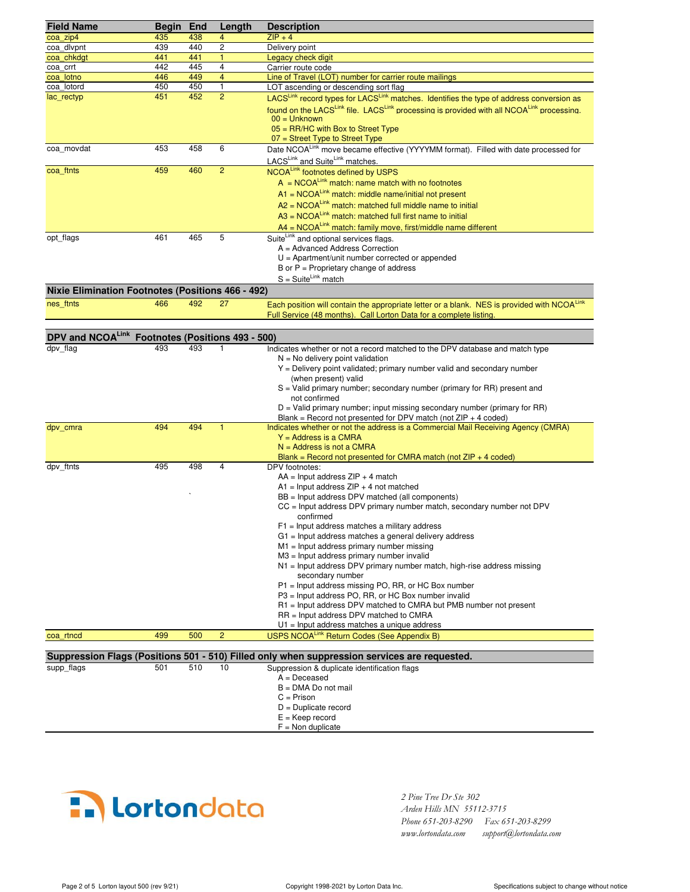| Field Name | Begin | End | Length | Description |
|---|---|---|---|---|
| coa_zip4 | 435 | 438 | 4 | ZIP + 4 |
| coa_dlvpnt | 439 | 440 | 2 | Delivery point |
| coa_chkdgt | 441 | 441 | 1 | Legacy check digit |
| coa_crrt | 442 | 445 | 4 | Carrier route code |
| coa_lotno | 446 | 449 | 4 | Line of Travel (LOT) number for carrier route mailings |
| coa_lotord | 450 | 450 | 1 | LOT ascending or descending sort flag |
| lac_rectyp | 451 | 452 | 2 | LACS[Link] record types for LACS[Link] matches. Identifies the type of address conversion as found on the LACS[Link] file. LACS[Link] processing is provided with all NCOA[Link] processing.<br>00 = Unknown<br>05 = RR/HC with Box to Street Type<br>07 = Street Type to Street Type |
| coa_movdat | 453 | 458 | 6 | Date NCOA[Link] move became effective (YYYYMM format). Filled with date processed for LACS[Link] and Suite[Link] matches. |
| coa_ftnts | 459 | 460 | 2 | NCOA[Link] footnotes defined by USPS<br>A = NCOA[Link] match: name match with no footnotes<br>A1 = NCOA[Link] match: middle name/initial not present<br>A2 = NCOA[Link] match: matched full middle name to initial<br>A3 = NCOA[Link] match: matched full first name to initial<br>A4 = NCOA[Link] match: family move, first/middle name different |
| opt_flags | 461 | 465 | 5 | Suite[Link] and optional services flags.<br>A = Advanced Address Correction<br>U = Apartment/unit number corrected or appended<br>B or P = Proprietary change of address<br>S = Suite[Link] match |
| **Nixie Elimination Footnotes (Positions 466 - 492)** | | | | |
| nes_ftnts | 466 | 492 | 27 | Each position will contain the appropriate letter or a blank. NES is provided with NCOA[Link] Full Service (48 months). Call Lorton Data for a complete listing. |
| **DPV and NCOA[Link] Footnotes (Positions 493 - 500)** | | | | |
| dpv_flag | 493 | 493 | 1 | Indicates whether or not a record matched to the DPV database and match type<br>N = No delivery point validation<br>Y = Delivery point validated; primary number valid and secondary number (when present) valid<br>S = Valid primary number; secondary number (primary for RR) present and not confirmed<br>D = Valid primary number; input missing secondary number (primary for RR)<br>Blank = Record not presented for DPV match (not ZIP + 4 coded) |
| dpv_cmra | 494 | 494 | 1 | Indicates whether or not the address is a Commercial Mail Receiving Agency (CMRA)<br>Y = Address is a CMRA<br>N = Address is not a CMRA<br>Blank = Record not presented for CMRA match (not ZIP + 4 coded) |
| dpv_ftnts | 495 | 498 | 4 | DPV footnotes:<br>AA = Input address ZIP + 4 match<br>A1 = Input address ZIP + 4 not matched<br>BB = Input address DPV matched (all components)<br>CC = Input address DPV primary number match, secondary number not DPV confirmed<br>F1 = Input address matches a military address<br>G1 = Input address matches a general delivery address<br>M1 = Input address primary number missing<br>M3 = Input address primary number invalid<br>N1 = Input address DPV primary number match, high-rise address missing secondary number<br>P1 = Input address missing PO, RR, or HC Box number<br>P3 = Input address PO, RR, or HC Box number invalid<br>R1 = Input address DPV matched to CMRA but PMB number not present<br>RR = Input address DPV matched to CMRA<br>U1 = Input address matches a unique address |
| coa_rtncd | 499 | 500 | 2 | USPS NCOA[Link] Return Codes (See Appendix B) |
| **Suppression Flags (Positions 501 - 510) Filled only when suppression services are requested.** | | | | |
| supp_flags | 501 | 510 | 10 | Suppression & duplicate identification flags<br>A = Deceased<br>B = DMA Do not mail<br>C = Prison<br>D = Duplicate record<br>E = Keep record<br>F = Non duplicate |

Lortondata

*2 Pine Tree Dr Ste 302*
*Arden Hills MN 55112-3715*
*Phone 651-203-8290 Fax 651-203-8299*
*www.lortondata.com support@lortondata.com*

Page 2 of 5 Lorton layout 500 (rev 9/21) Copyright 1998-2021 by Lorton Data Inc. Specifications subject to change without notice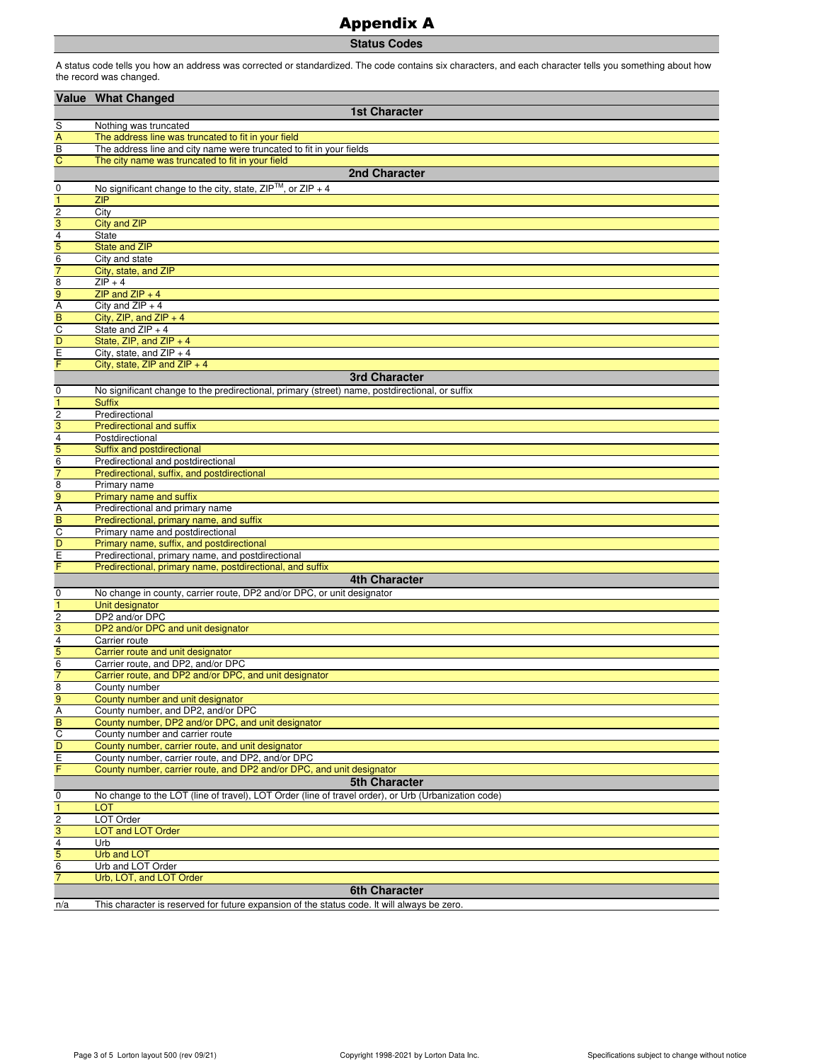# Appendix A

## Status Codes

A status code tells you how an address was corrected or standardized. The code contains six characters, and each character tells you something about how the record was changed.

| Value | What Changed |
|---|---|
| | **1st Character** |
| S | Nothing was truncated |
| A | The address line was truncated to fit in your field |
| B | The address line and city name were truncated to fit in your fields |
| C | The city name was truncated to fit in your field |
| | **2nd Character** |
| 0 | No significant change to the city, state, ZIP™, or ZIP + 4 |
| 1 | ZIP |
| 2 | City |
| 3 | City and ZIP |
| 4 | State |
| 5 | State and ZIP |
| 6 | City and state |
| 7 | City, state, and ZIP |
| 8 | ZIP + 4 |
| 9 | ZIP and ZIP + 4 |
| A | City and ZIP + 4 |
| B | City, ZIP, and ZIP + 4 |
| C | State and ZIP + 4 |
| D | State, ZIP, and ZIP + 4 |
| E | City, state, and ZIP + 4 |
| F | City, state, ZIP and ZIP + 4 |
| | **3rd Character** |
| 0 | No significant change to the predirectional, primary (street) name, postdirectional, or suffix |
| 1 | Suffix |
| 2 | Predirectional |
| 3 | Predirectional and suffix |
| 4 | Postdirectional |
| 5 | Suffix and postdirectional |
| 6 | Predirectional and postdirectional |
| 7 | Predirectional, suffix, and postdirectional |
| 8 | Primary name |
| 9 | Primary name and suffix |
| A | Predirectional and primary name |
| B | Predirectional, primary name, and suffix |
| C | Primary name and postdirectional |
| D | Primary name, suffix, and postdirectional |
| E | Predirectional, primary name, and postdirectional |
| F | Predirectional, primary name, postdirectional, and suffix |
| | **4th Character** |
| 0 | No change in county, carrier route, DP2 and/or DPC, or unit designator |
| 1 | Unit designator |
| 2 | DP2 and/or DPC |
| 3 | DP2 and/or DPC and unit designator |
| 4 | Carrier route |
| 5 | Carrier route and unit designator |
| 6 | Carrier route, and DP2, and/or DPC |
| 7 | Carrier route, and DP2 and/or DPC, and unit designator |
| 8 | County number |
| 9 | County number and unit designator |
| A | County number, and DP2, and/or DPC |
| B | County number, DP2 and/or DPC, and unit designator |
| C | County number and carrier route |
| D | County number, carrier route, and unit designator |
| E | County number, carrier route, and DP2, and/or DPC |
| F | County number, carrier route, and DP2 and/or DPC, and unit designator |
| | **5th Character** |
| 0 | No change to the LOT (line of travel), LOT Order (line of travel order), or Urb (Urbanization code) |
| 1 | LOT |
| 2 | LOT Order |
| 3 | LOT and LOT Order |
| 4 | Urb |
| 5 | Urb and LOT |
| 6 | Urb and LOT Order |
| 7 | Urb, LOT, and LOT Order |
| | **6th Character** |
| n/a | This character is reserved for future expansion of the status code. It will always be zero. |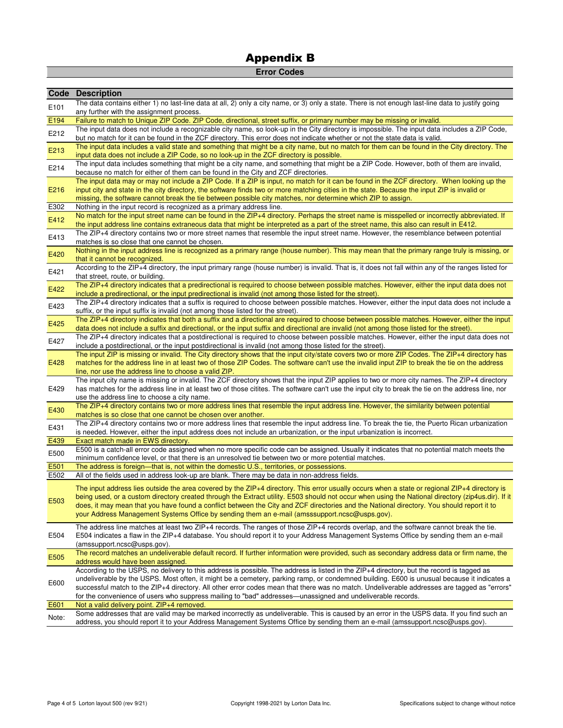# Appendix B

## Error Codes

| Code | Description |
|---|---|
| E101 | The data contains either 1) no last-line data at all, 2) only a city name, or 3) only a state. There is not enough last-line data to justify going any further with the assignment process. |
| E194 | Failure to match to Unique ZIP Code. ZIP Code, directional, street suffix, or primary number may be missing or invalid. |
| E212 | The input data does not include a recognizable city name, so look-up in the City directory is impossible. The input data includes a ZIP Code, but no match for it can be found in the ZCF directory. This error does not indicate whether or not the state data is valid. |
| E213 | The input data includes a valid state and something that might be a city name, but no match for them can be found in the City directory. The input data does not include a ZIP Code, so no look-up in the ZCF directory is possible. |
| E214 | The input data includes something that might be a city name, and something that might be a ZIP Code. However, both of them are invalid, because no match for either of them can be found in the City and ZCF directories. |
| E216 | The input data may or may not include a ZIP Code. If a ZIP is input, no match for it can be found in the ZCF directory. When looking up the input city and state in the city directory, the software finds two or more matching cities in the state. Because the input ZIP is invalid or missing, the software cannot break the tie between possible city matches, nor determine which ZIP to assign. |
| E302 | Nothing in the input record is recognized as a primary address line. |
| E412 | No match for the input street name can be found in the ZIP+4 directory. Perhaps the street name is misspelled or incorrectly abbreviated. If the input address line contains extraneous data that might be interpreted as a part of the street name, this also can result in E412. |
| E413 | The ZIP+4 directory contains two or more street names that resemble the input street name. However, the resemblance between potential matches is so close that one cannot be chosen. |
| E420 | Nothing in the input address line is recognized as a primary range (house number). This may mean that the primary range truly is missing, or that it cannot be recognized. |
| E421 | According to the ZIP+4 directory, the input primary range (house number) is invalid. That is, it does not fall within any of the ranges listed for that street, route, or building. |
| E422 | The ZIP+4 directory indicates that a predirectional is required to choose between possible matches. However, either the input data does not include a predirectional, or the input predirectional is invalid (not among those listed for the street). |
| E423 | The ZIP+4 directory indicates that a suffix is required to choose between possible matches. However, either the input data does not include a suffix, or the input suffix is invalid (not among those listed for the street). |
| E425 | The ZIP+4 directory indicates that both a suffix and a directional are required to choose between possible matches. However, either the input data does not include a suffix and directional, or the input suffix and directional are invalid (not among those listed for the street). |
| E427 | The ZIP+4 directory indicates that a postdirectional is required to choose between possible matches. However, either the input data does not include a postdirectional, or the input postdirectional is invalid (not among those listed for the street). |
| E428 | The input ZIP is missing or invalid. The City directory shows that the input city/state covers two or more ZIP Codes. The ZIP+4 directory has matches for the address line in at least two of those ZIP Codes. The software can't use the invalid input ZIP to break the tie on the address line, nor use the address line to choose a valid ZIP. |
| E429 | The input city name is missing or invalid. The ZCF directory shows that the input ZIP applies to two or more city names. The ZIP+4 directory has matches for the address line in at least two of those citites. The software can't use the input city to break the tie on the address line, nor use the address line to choose a city name. |
| E430 | The ZIP+4 directory contains two or more address lines that resemble the input address line. However, the similarity between potential matches is so close that one cannot be chosen over another. |
| E431 | The ZIP+4 directory contains two or more address lines that resemble the input address line. To break the tie, the Puerto Rican urbanization is needed. However, either the input address does not include an urbanization, or the input urbanization is incorrect. |
| E439 | Exact match made in EWS directory. |
| E500 | E500 is a catch-all error code assigned when no more specific code can be assigned. Usually it indicates that no potential match meets the minimum confidence level, or that there is an unresolved tie between two or more potential matches. |
| E501 | The address is foreign—that is, not within the domestic U.S., territories, or possessions. |
| E502 | All of the fields used in address look-up are blank. There may be data in non-address fields. |
| E503 | The input address lies outside the area covered by the ZIP+4 directory. This error usually occurs when a state or regional ZIP+4 directory is being used, or a custom directory created through the Extract utility. E503 should not occur when using the National directory (zip4us.dir). If it does, it may mean that you have found a conflict between the City and ZCF directories and the National directory. You should report it to your Address Management Systems Office by sending them an e-mail (amsssupport.ncsc@usps.gov). |
| E504 | The address line matches at least two ZIP+4 records. The ranges of those ZIP+4 records overlap, and the software cannot break the tie. E504 indicates a flaw in the ZIP+4 database. You should report it to your Address Management Systems Office by sending them an e-mail (amssupport.ncsc@usps.gov). |
| E505 | The record matches an undeliverable default record. If further information were provided, such as secondary address data or firm name, the address would have been assigned. |
| E600 | According to the USPS, no delivery to this address is possible. The address is listed in the ZIP+4 directory, but the record is tagged as undeliverable by the USPS. Most often, it might be a cemetery, parking ramp, or condemned building. E600 is unusual because it indicates a successful match to the ZIP+4 directory. All other error codes mean that there was no match. Undeliverable addresses are tagged as "errors" for the convenience of users who suppress mailing to "bad" addresses—unassigned and undeliverable records. |
| E601 | Not a valid delivery point. ZIP+4 removed. |
| Note: | Some addresses that are valid may be marked incorrectly as undeliverable. This is caused by an error in the USPS data. If you find such an address, you should report it to your Address Management Systems Office by sending them an e-mail (amssupport.ncsc@usps.gov). |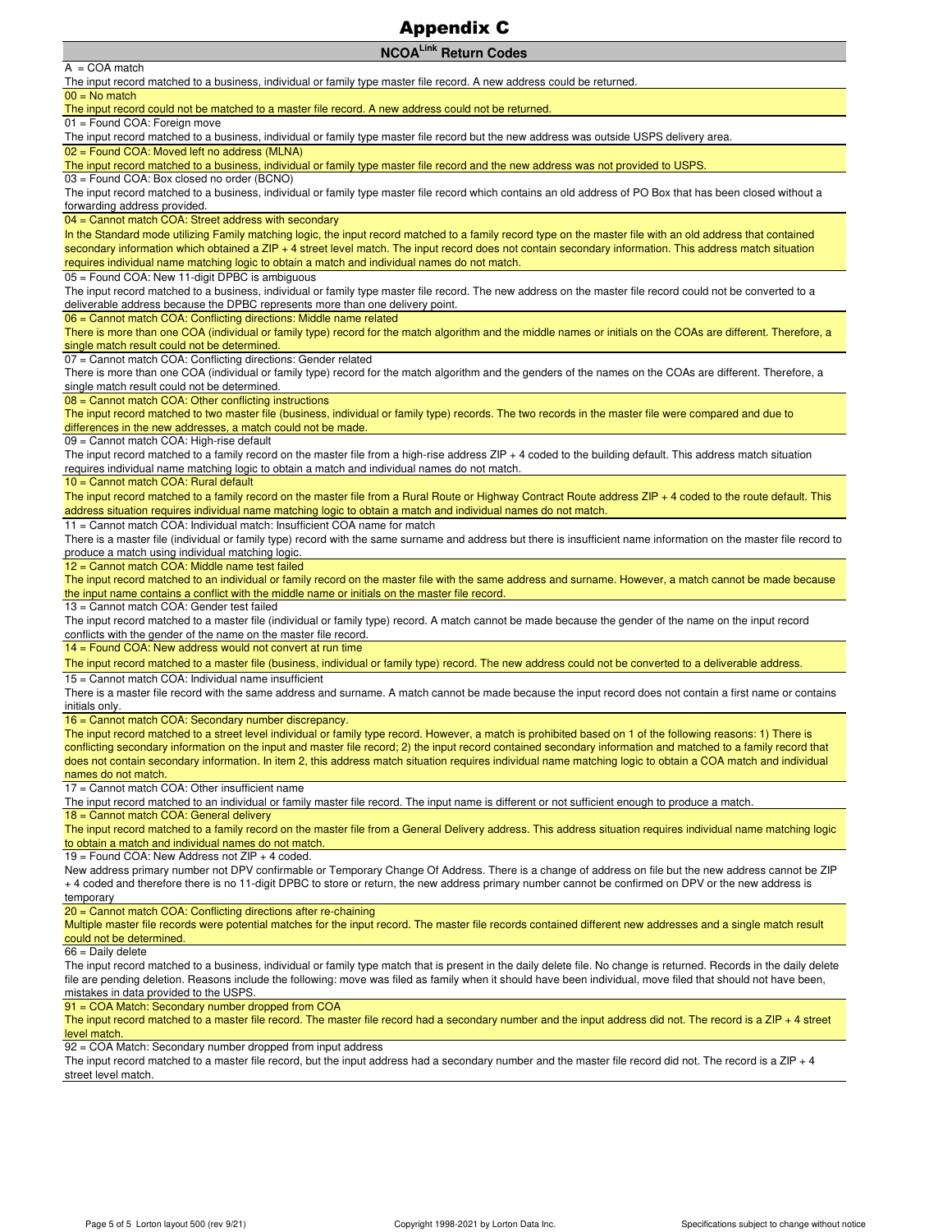# Appendix C

## NCOA[Link] Return Codes

A = COA match
The input record matched to a business, individual or family type master file record. A new address could be returned.

00 = No match
The input record could not be matched to a master file record. A new address could not be returned.

01 = Found COA: Foreign move
The input record matched to a business, individual or family type master file record but the new address was outside USPS delivery area.

02 = Found COA: Moved left no address (MLNA)
The input record matched to a business, individual or family type master file record and the new address was not provided to USPS.

03 = Found COA: Box closed no order (BCNO)
The input record matched to a business, individual or family type master file record which contains an old address of PO Box that has been closed without a forwarding address provided.

04 = Cannot match COA: Street address with secondary
In the Standard mode utilizing Family matching logic, the input record matched to a family record type on the master file with an old address that contained secondary information which obtained a ZIP + 4 street level match. The input record does not contain secondary information. This address match situation requires individual name matching logic to obtain a match and individual names do not match.

05 = Found COA: New 11-digit DPBC is ambiguous
The input record matched to a business, individual or family type master file record. The new address on the master file record could not be converted to a deliverable address because the DPBC represents more than one delivery point.

06 = Cannot match COA: Conflicting directions: Middle name related
There is more than one COA (individual or family type) record for the match algorithm and the middle names or initials on the COAs are different. Therefore, a single match result could not be determined.

07 = Cannot match COA: Conflicting directions: Gender related
There is more than one COA (individual or family type) record for the match algorithm and the genders of the names on the COAs are different. Therefore, a single match result could not be determined.

08 = Cannot match COA: Other conflicting instructions
The input record matched to two master file (business, individual or family type) records. The two records in the master file were compared and due to differences in the new addresses, a match could not be made.

09 = Cannot match COA: High-rise default
The input record matched to a family record on the master file from a high-rise address ZIP + 4 coded to the building default. This address match situation requires individual name matching logic to obtain a match and individual names do not match.

10 = Cannot match COA: Rural default
The input record matched to a family record on the master file from a Rural Route or Highway Contract Route address ZIP + 4 coded to the route default. This address situation requires individual name matching logic to obtain a match and individual names do not match.

11 = Cannot match COA: Individual match: Insufficient COA name for match
There is a master file (individual or family type) record with the same surname and address but there is insufficient name information on the master file record to produce a match using individual matching logic.

12 = Cannot match COA: Middle name test failed
The input record matched to an individual or family record on the master file with the same address and surname. However, a match cannot be made because the input name contains a conflict with the middle name or initials on the master file record.

13 = Cannot match COA: Gender test failed
The input record matched to a master file (individual or family type) record. A match cannot be made because the gender of the name on the input record conflicts with the gender of the name on the master file record.

14 = Found COA: New address would not convert at run time
The input record matched to a master file (business, individual or family type) record. The new address could not be converted to a deliverable address.

15 = Cannot match COA: Individual name insufficient
There is a master file record with the same address and surname. A match cannot be made because the input record does not contain a first name or contains initials only.

16 = Cannot match COA: Secondary number discrepancy.
The input record matched to a street level individual or family type record. However, a match is prohibited based on 1 of the following reasons: 1) There is conflicting secondary information on the input and master file record; 2) the input record contained secondary information and matched to a family record that does not contain secondary information. In item 2, this address match situation requires individual name matching logic to obtain a COA match and individual names do not match.

17 = Cannot match COA: Other insufficient name
The input record matched to an individual or family master file record. The input name is different or not sufficient enough to produce a match.

18 = Cannot match COA: General delivery
The input record matched to a family record on the master file from a General Delivery address. This address situation requires individual name matching logic to obtain a match and individual names do not match.

19 = Found COA: New Address not ZIP + 4 coded.
New address primary number not DPV confirmable or Temporary Change Of Address. There is a change of address on file but the new address cannot be ZIP + 4 coded and therefore there is no 11-digit DPBC to store or return, the new address primary number cannot be confirmed on DPV or the new address is temporary

20 = Cannot match COA: Conflicting directions after re-chaining
Multiple master file records were potential matches for the input record. The master file records contained different new addresses and a single match result could not be determined.

66 = Daily delete
The input record matched to a business, individual or family type match that is present in the daily delete file. No change is returned. Records in the daily delete file are pending deletion. Reasons include the following: move was filed as family when it should have been individual, move filed that should not have been, mistakes in data provided to the USPS.

91 = COA Match: Secondary number dropped from COA
The input record matched to a master file record. The master file record had a secondary number and the input address did not. The record is a ZIP + 4 street level match.

92 = COA Match: Secondary number dropped from input address
The input record matched to a master file record, but the input address had a secondary number and the master file record did not. The record is a ZIP + 4 street level match.